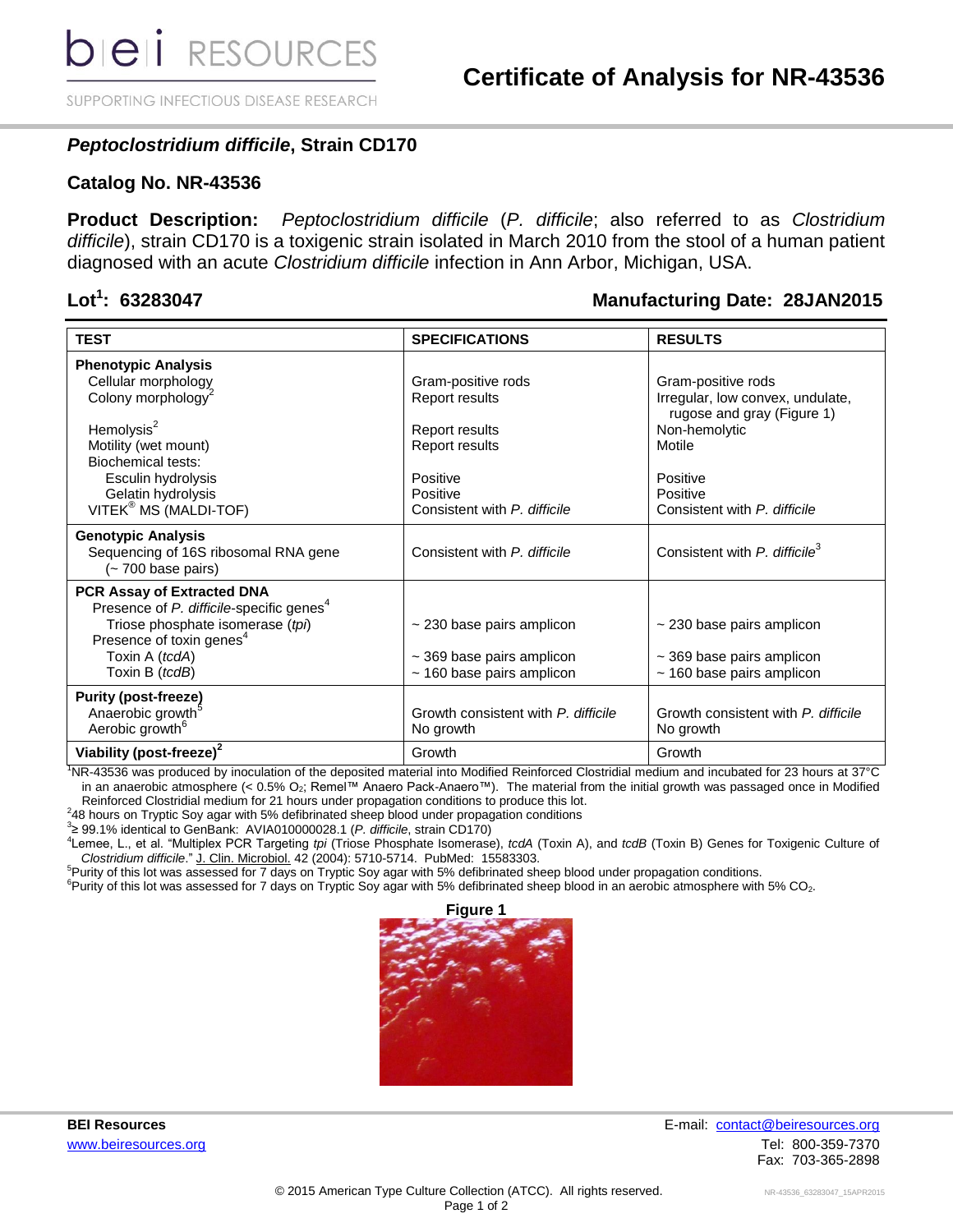# Certificate of Analysis for NR-43536

## *Peptoclostridium difficile*, Strain CD170

## Catalog No. NR-43536

**Product Description:** *Peptoclostridium difficile* (*P. difficile*; also referred to as *Clostridium difficile*), strain CD170 is a toxigenic strain isolated in March 2010 from the stool of a human patient diagnosed with an acute *Clostridium difficile* infection in Ann Arbor, Michigan, USA.

**Lot[1]: 63283047** **Manufacturing Date: 28JAN2015**

| TEST | SPECIFICATIONS | RESULTS |
|---|---|---|
| **Phenotypic Analysis** | | |
| Cellular morphology | Gram-positive rods | Gram-positive rods |
| Colony morphology[2] | Report results | Irregular, low convex, undulate, rugose and gray (Figure 1) |
| Hemolysis[2] | Report results | Non-hemolytic |
| Motility (wet mount) | Report results | Motile |
| Biochemical tests: | | |
| Esculin hydrolysis | Positive | Positive |
| Gelatin hydrolysis | Positive | Positive |
| VITEK® MS (MALDI-TOF) | Consistent with *P. difficile* | Consistent with *P. difficile* |
| **Genotypic Analysis** | | |
| Sequencing of 16S ribosomal RNA gene (~ 700 base pairs) | Consistent with *P. difficile* | Consistent with *P. difficile*[3] |
| **PCR Assay of Extracted DNA** | | |
| Presence of *P. difficile*-specific genes[4] | | |
| Triose phosphate isomerase (*tpi*) | ~ 230 base pairs amplicon | ~ 230 base pairs amplicon |
| Presence of toxin genes[4] | | |
| Toxin A (*tcdA*) | ~ 369 base pairs amplicon | ~ 369 base pairs amplicon |
| Toxin B (*tcdB*) | ~ 160 base pairs amplicon | ~ 160 base pairs amplicon |
| **Purity (post-freeze)** | | |
| Anaerobic growth[5] | Growth consistent with *P. difficile* | Growth consistent with *P. difficile* |
| Aerobic growth[6] | No growth | No growth |
| **Viability (post-freeze)[2]** | Growth | Growth |

[1]NR-43536 was produced by inoculation of the deposited material into Modified Reinforced Clostridial medium and incubated for 23 hours at 37°C in an anaerobic atmosphere (< 0.5% $O_2$; Remel™ Anaero Pack-Anaero™). The material from the initial growth was passaged once in Modified Reinforced Clostridial medium for 21 hours under propagation conditions to produce this lot.

[2]48 hours on Tryptic Soy agar with 5% defibrinated sheep blood under propagation conditions

[3]≥ 99.1% identical to GenBank: AVIA010000028.1 (*P. difficile*, strain CD170)

[4]Lemee, L., et al. "Multiplex PCR Targeting *tpi* (Triose Phosphate Isomerase), *tcdA* (Toxin A), and *tcdB* (Toxin B) Genes for Toxigenic Culture of *Clostridium difficile*." J. Clin. Microbiol. 42 (2004): 5710-5714. PubMed: 15583303.

[5]Purity of this lot was assessed for 7 days on Tryptic Soy agar with 5% defibrinated sheep blood under propagation conditions.

[6]Purity of this lot was assessed for 7 days on Tryptic Soy agar with 5% defibrinated sheep blood in an aerobic atmosphere with 5% $CO_2$.

**Figure 1**

**BEI Resources**
www.beiresources.org

E-mail: contact@beiresources.org
Tel: 800-359-7370
Fax: 703-365-2898

© 2015 American Type Culture Collection (ATCC). All rights reserved.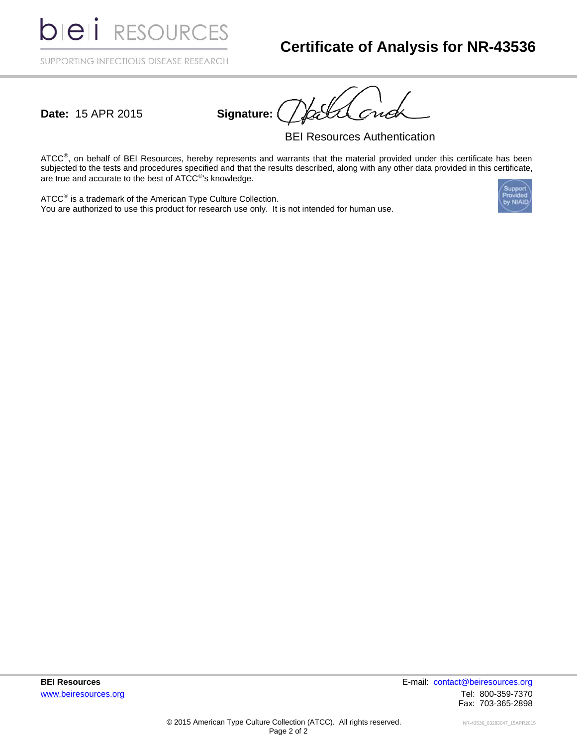# Certificate of Analysis for NR-43536

**Date:** 15 APR 2015 **Signature:**

BEI Resources Authentication

ATCC®, on behalf of BEI Resources, hereby represents and warrants that the material provided under this certificate has been subjected to the tests and procedures specified and that the results described, along with any other data provided in this certificate, are true and accurate to the best of ATCC®'s knowledge.

ATCC® is a trademark of the American Type Culture Collection.
You are authorized to use this product for research use only. It is not intended for human use.